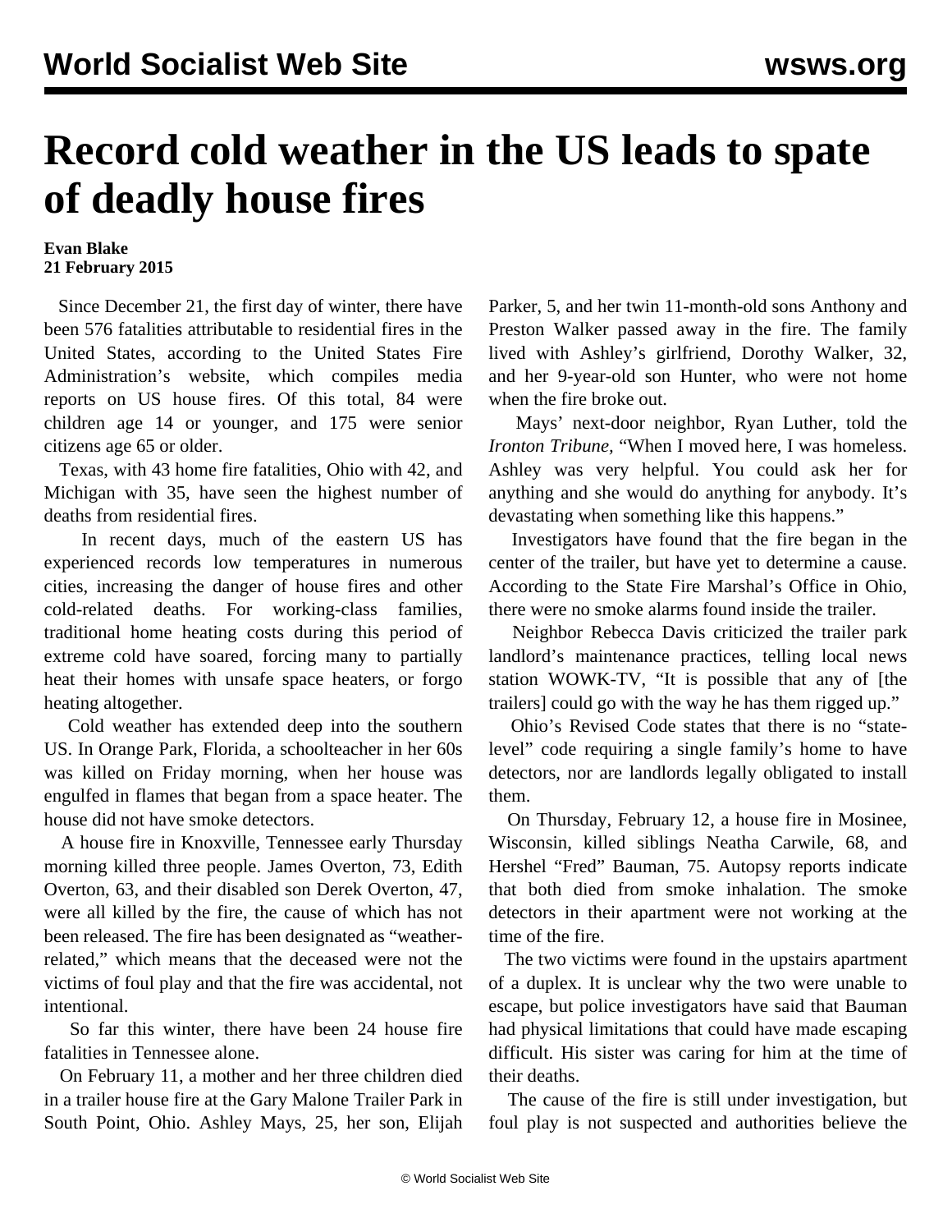# Record cold weather in the US leads to spate of deadly house fires

**Evan Blake**
**21 February 2015**

Since December 21, the first day of winter, there have been 576 fatalities attributable to residential fires in the United States, according to the United States Fire Administration's website, which compiles media reports on US house fires. Of this total, 84 were children age 14 or younger, and 175 were senior citizens age 65 or older.

Texas, with 43 home fire fatalities, Ohio with 42, and Michigan with 35, have seen the highest number of deaths from residential fires.

In recent days, much of the eastern US has experienced records low temperatures in numerous cities, increasing the danger of house fires and other cold-related deaths. For working-class families, traditional home heating costs during this period of extreme cold have soared, forcing many to partially heat their homes with unsafe space heaters, or forgo heating altogether.

Cold weather has extended deep into the southern US. In Orange Park, Florida, a schoolteacher in her 60s was killed on Friday morning, when her house was engulfed in flames that began from a space heater. The house did not have smoke detectors.

A house fire in Knoxville, Tennessee early Thursday morning killed three people. James Overton, 73, Edith Overton, 63, and their disabled son Derek Overton, 47, were all killed by the fire, the cause of which has not been released. The fire has been designated as "weather-related," which means that the deceased were not the victims of foul play and that the fire was accidental, not intentional.

So far this winter, there have been 24 house fire fatalities in Tennessee alone.

On February 11, a mother and her three children died in a trailer house fire at the Gary Malone Trailer Park in South Point, Ohio. Ashley Mays, 25, her son, Elijah Parker, 5, and her twin 11-month-old sons Anthony and Preston Walker passed away in the fire. The family lived with Ashley's girlfriend, Dorothy Walker, 32, and her 9-year-old son Hunter, who were not home when the fire broke out.

Mays' next-door neighbor, Ryan Luther, told the *Ironton Tribune*, "When I moved here, I was homeless. Ashley was very helpful. You could ask her for anything and she would do anything for anybody. It's devastating when something like this happens."

Investigators have found that the fire began in the center of the trailer, but have yet to determine a cause. According to the State Fire Marshal's Office in Ohio, there were no smoke alarms found inside the trailer.

Neighbor Rebecca Davis criticized the trailer park landlord's maintenance practices, telling local news station WOWK-TV, "It is possible that any of [the trailers] could go with the way he has them rigged up."

Ohio's Revised Code states that there is no "state-level" code requiring a single family's home to have detectors, nor are landlords legally obligated to install them.

On Thursday, February 12, a house fire in Mosinee, Wisconsin, killed siblings Neatha Carwile, 68, and Hershel "Fred" Bauman, 75. Autopsy reports indicate that both died from smoke inhalation. The smoke detectors in their apartment were not working at the time of the fire.

The two victims were found in the upstairs apartment of a duplex. It is unclear why the two were unable to escape, but police investigators have said that Bauman had physical limitations that could have made escaping difficult. His sister was caring for him at the time of their deaths.

The cause of the fire is still under investigation, but foul play is not suspected and authorities believe the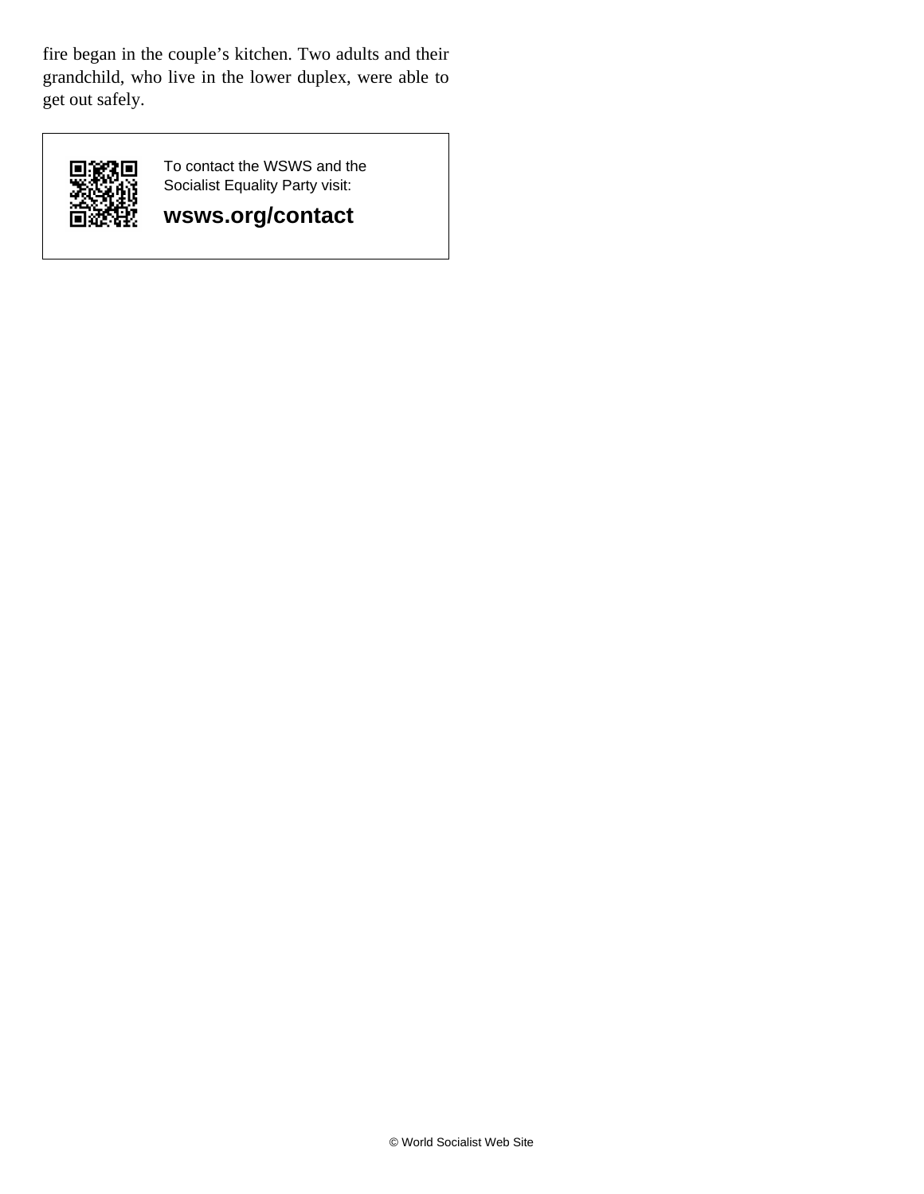fire began in the couple's kitchen. Two adults and their grandchild, who live in the lower duplex, were able to get out safely.

To contact the WSWS and the Socialist Equality Party visit:

**wsws.org/contact**